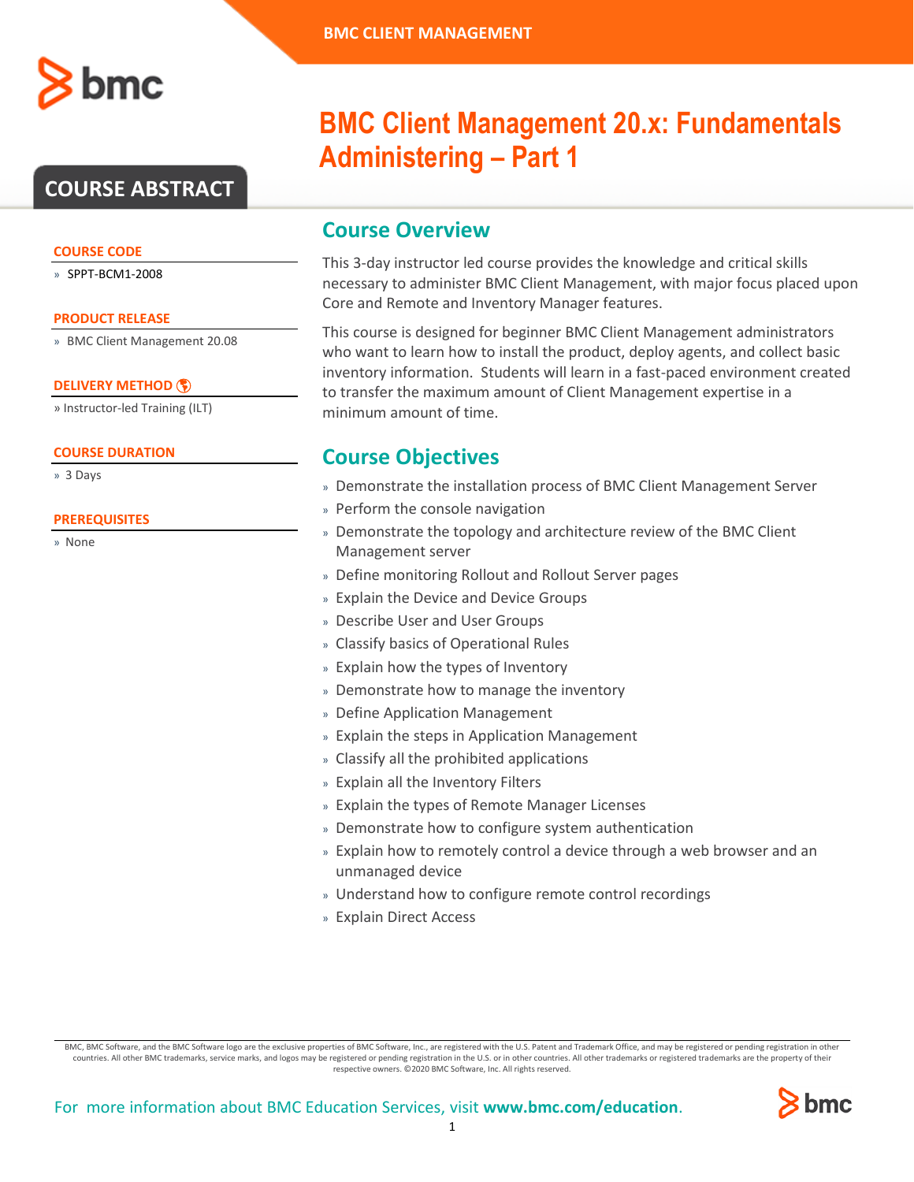# BMC Client Management 20.x: Fundamentals Administering – Part 1

## COURSE ABSTRACT

### COURSE CODE
» SPPT-BCM1-2008

### PRODUCT RELEASE
» BMC Client Management 20.08

### DELIVERY METHOD
» Instructor-led Training (ILT)

### COURSE DURATION
» 3 Days

### PREREQUISITES
» None

## Course Overview

This 3-day instructor led course provides the knowledge and critical skills necessary to administer BMC Client Management, with major focus placed upon Core and Remote and Inventory Manager features.

This course is designed for beginner BMC Client Management administrators who want to learn how to install the product, deploy agents, and collect basic inventory information. Students will learn in a fast-paced environment created to transfer the maximum amount of Client Management expertise in a minimum amount of time.

## Course Objectives

- Demonstrate the installation process of BMC Client Management Server
- Perform the console navigation
- Demonstrate the topology and architecture review of the BMC Client Management server
- Define monitoring Rollout and Rollout Server pages
- Explain the Device and Device Groups
- Describe User and User Groups
- Classify basics of Operational Rules
- Explain how the types of Inventory
- Demonstrate how to manage the inventory
- Define Application Management
- Explain the steps in Application Management
- Classify all the prohibited applications
- Explain all the Inventory Filters
- Explain the types of Remote Manager Licenses
- Demonstrate how to configure system authentication
- Explain how to remotely control a device through a web browser and an unmanaged device
- Understand how to configure remote control recordings
- Explain Direct Access

BMC, BMC Software, and the BMC Software logo are the exclusive properties of BMC Software, Inc., are registered with the U.S. Patent and Trademark Office, and may be registered or pending registration in other countries. All other BMC trademarks, service marks, and logos may be registered or pending registration in the U.S. or in other countries. All other trademarks or registered trademarks are the property of their respective owners. ©2020 BMC Software, Inc. All rights reserved.

For more information about BMC Education Services, visit **www.bmc.com/education**.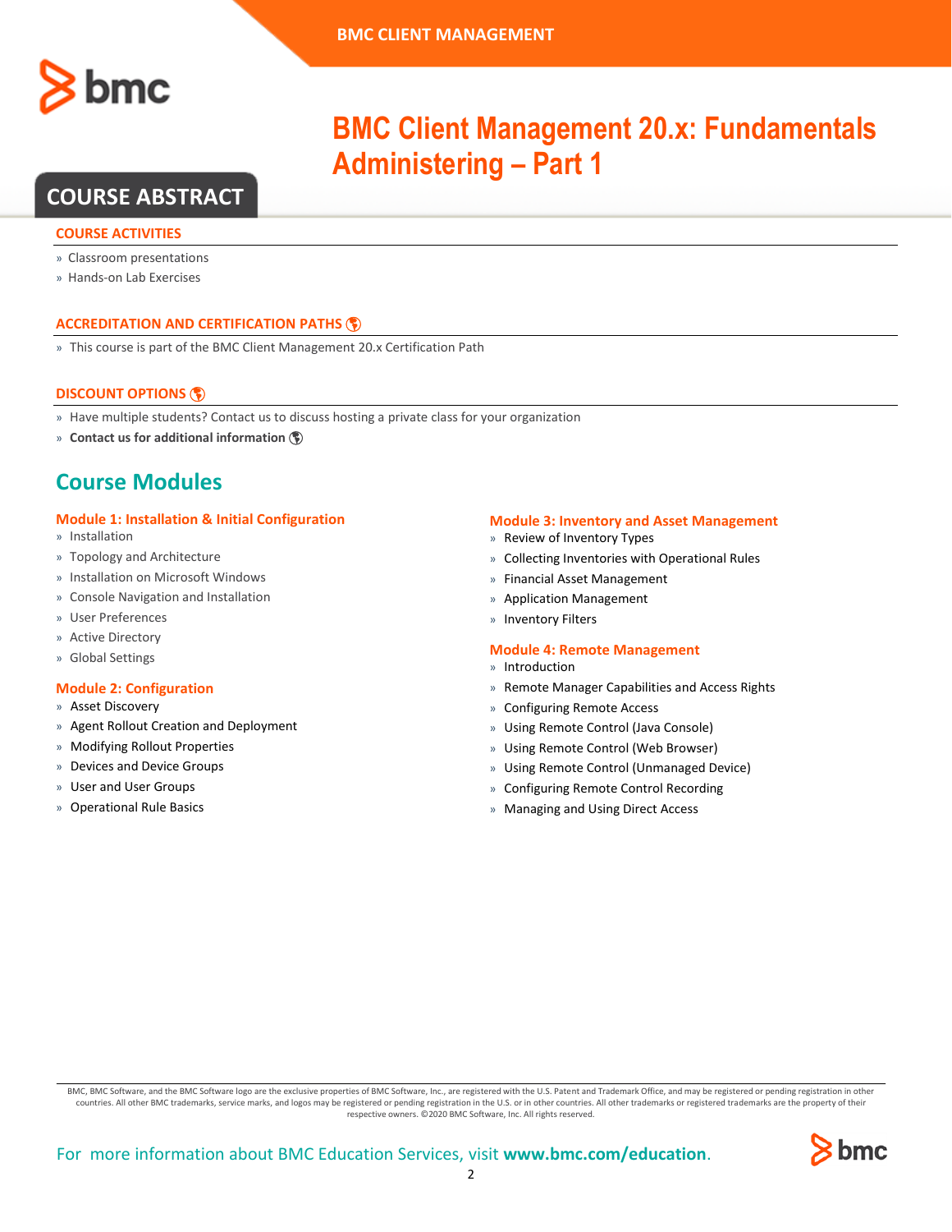# BMC Client Management 20.x: Fundamentals Administering – Part 1

## COURSE ABSTRACT

### COURSE ACTIVITIES

- Classroom presentations
- Hands-on Lab Exercises

### ACCREDITATION AND CERTIFICATION PATHS

- This course is part of the BMC Client Management 20.x Certification Path

### DISCOUNT OPTIONS

- Have multiple students? Contact us to discuss hosting a private class for your organization
- **Contact us for additional information**

## Course Modules

### Module 1: Installation & Initial Configuration

- Installation
- Topology and Architecture
- Installation on Microsoft Windows
- Console Navigation and Installation
- User Preferences
- Active Directory
- Global Settings

### Module 2: Configuration

- Asset Discovery
- Agent Rollout Creation and Deployment
- Modifying Rollout Properties
- Devices and Device Groups
- User and User Groups
- Operational Rule Basics

### Module 3: Inventory and Asset Management

- Review of Inventory Types
- Collecting Inventories with Operational Rules
- Financial Asset Management
- Application Management
- Inventory Filters

### Module 4: Remote Management

- Introduction
- Remote Manager Capabilities and Access Rights
- Configuring Remote Access
- Using Remote Control (Java Console)
- Using Remote Control (Web Browser)
- Using Remote Control (Unmanaged Device)
- Configuring Remote Control Recording
- Managing and Using Direct Access

BMC, BMC Software, and the BMC Software logo are the exclusive properties of BMC Software, Inc., are registered with the U.S. Patent and Trademark Office, and may be registered or pending registration in other countries. All other BMC trademarks, service marks, and logos may be registered or pending registration in the U.S. or in other countries. All other trademarks or registered trademarks are the property of their respective owners. ©2020 BMC Software, Inc. All rights reserved.

For more information about BMC Education Services, visit **www.bmc.com/education**.